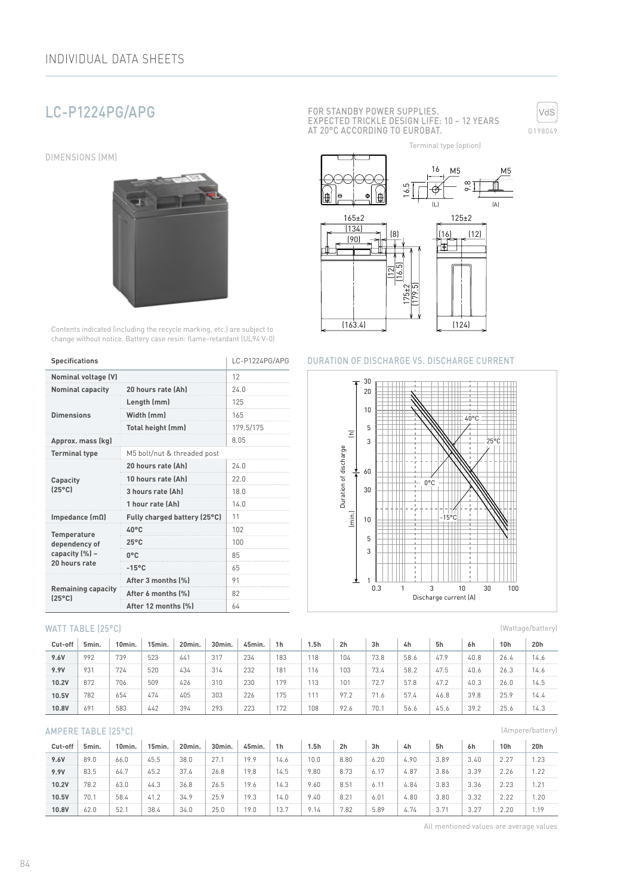## LC-P1224PG/APG

FOR STANDBY POWER SUPPLIES.
EXPECTED TRICKLE DESIGN LIFE: 10 – 12 YEARS
AT 20°C ACCORDING TO EUROBAT.

VdS
G198049

### DIMENSIONS (MM)

Terminal type (option)

Contents indicated (including the recycle marking, etc.) are subject to change without notice. Battery case resin: flame-retardant (UL94 V-0)

| Specifications | | LC-P1224PG/APG |
|---|---|---|
| **Nominal voltage (V)** | | 12 |
| **Nominal capacity** | **20 hours rate (Ah)** | 24.0 |
| **Dimensions** | **Length (mm)** | 125 |
| | **Width (mm)** | 165 |
| | **Total height (mm)** | 179.5/175 |
| **Approx. mass (kg)** | | 8.05 |
| **Terminal type** | M5 bolt/nut & threaded post | |
| **Capacity (25°C)** | **20 hours rate (Ah)** | 24.0 |
| | **10 hours rate (Ah)** | 22.0 |
| | **3 hours rate (Ah)** | 18.0 |
| | **1 hour rate (Ah)** | 14.0 |
| **Impedance (mΩ)** | **Fully charged battery (25°C)** | 11 |
| **Temperature dependency of capacity (%) – 20 hours rate** | **40°C** | 102 |
| | **25°C** | 100 |
| | **0°C** | 85 |
| | **-15°C** | 65 |
| **Remaining capacity (25°C)** | **After 3 months (%)** | 91 |
| | **After 6 months (%)** | 82 |
| | **After 12 months (%)** | 64 |

### DURATION OF DISCHARGE VS. DISCHARGE CURRENT

### WATT TABLE (25°C)

(Wattage/battery)

| Cut-off | 5min. | 10min. | 15min. | 20min. | 30min. | 45min. | 1h | 1.5h | 2h | 3h | 4h | 5h | 6h | 10h | 20h |
|---|---|---|---|---|---|---|---|---|---|---|---|---|---|---|---|
| **9.6V** | 992 | 739 | 523 | 441 | 317 | 234 | 183 | 118 | 104 | 73.8 | 58.6 | 47.9 | 40.8 | 26.4 | 14.6 |
| **9.9V** | 931 | 724 | 520 | 434 | 314 | 232 | 181 | 116 | 103 | 73.4 | 58.2 | 47.5 | 40.6 | 26.3 | 14.6 |
| **10.2V** | 872 | 706 | 509 | 426 | 310 | 230 | 179 | 113 | 101 | 72.7 | 57.8 | 47.2 | 40.3 | 26.0 | 14.5 |
| **10.5V** | 782 | 654 | 474 | 405 | 303 | 226 | 175 | 111 | 97.2 | 71.6 | 57.4 | 46.8 | 39.8 | 25.9 | 14.4 |
| **10.8V** | 691 | 583 | 442 | 394 | 293 | 223 | 172 | 108 | 92.6 | 70.1 | 56.6 | 45.6 | 39.2 | 25.6 | 14.3 |

### AMPERE TABLE (25°C)

(Ampere/battery)

| Cut-off | 5min. | 10min. | 15min. | 20min. | 30min. | 45min. | 1h | 1.5h | 2h | 3h | 4h | 5h | 6h | 10h | 20h |
|---|---|---|---|---|---|---|---|---|---|---|---|---|---|---|---|
| **9.6V** | 89.0 | 66.0 | 45.5 | 38.0 | 27.1 | 19.9 | 14.6 | 10.0 | 8.80 | 6.20 | 4.90 | 3.89 | 3.40 | 2.27 | 1.23 |
| **9.9V** | 83.5 | 64.7 | 45.2 | 37.4 | 26.8 | 19.8 | 14.5 | 9.80 | 8.73 | 6.17 | 4.87 | 3.86 | 3.39 | 2.26 | 1.22 |
| **10.2V** | 78.2 | 63.0 | 44.3 | 36.8 | 26.5 | 19.6 | 14.3 | 9.60 | 8.51 | 6.11 | 4.84 | 3.83 | 3.36 | 2.23 | 1.21 |
| **10.5V** | 70.1 | 58.4 | 41.2 | 34.9 | 25.9 | 19.3 | 14.0 | 9.40 | 8.21 | 6.01 | 4.80 | 3.80 | 3.32 | 2.22 | 1.20 |
| **10.8V** | 62.0 | 52.1 | 38.4 | 34.0 | 25.0 | 19.0 | 13.7 | 9.14 | 7.82 | 5.89 | 4.74 | 3.71 | 3.27 | 2.20 | 1.19 |

All mentioned values are average values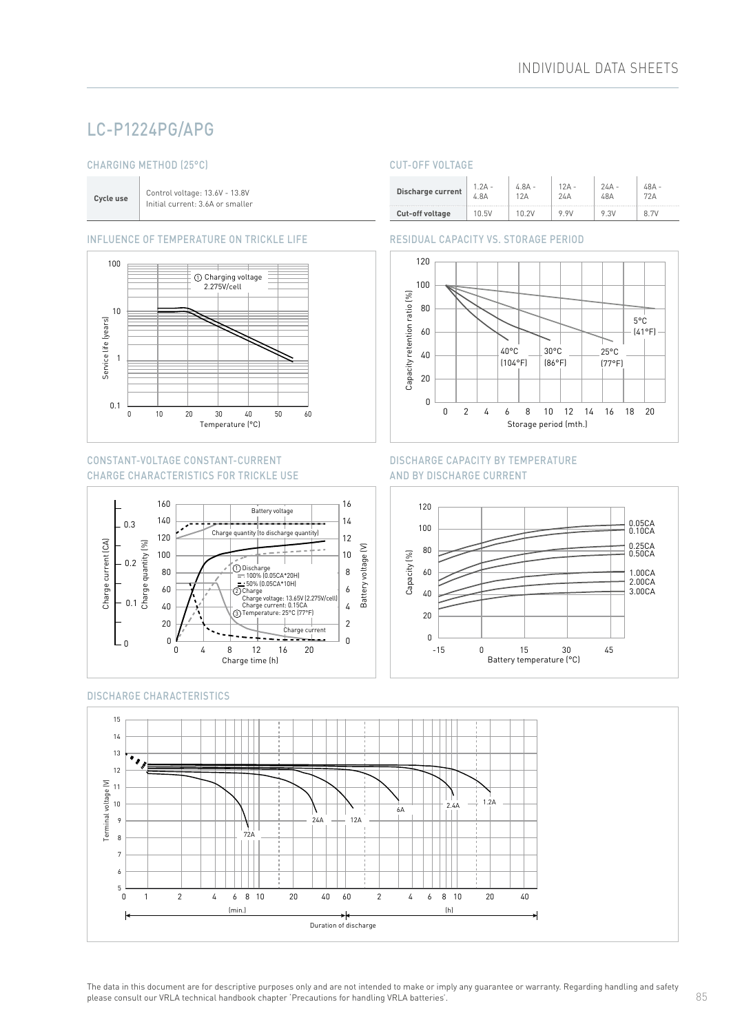## LC-P1224PG/APG

### CHARGING METHOD (25°C)

| | |
|---|---|
| **Cycle use** | Control voltage: 13.6V - 13.8V<br>Initial current: 3.6A or smaller |

### CUT-OFF VOLTAGE

| **Discharge current** | 1.2A - 4.8A | 4.8A - 12A | 12A - 24A | 24A - 48A | 48A - 72A |
|---|---|---|---|---|---|
| **Cut-off voltage** | 10.5V | 10.2V | 9.9V | 9.3V | 8.7V |

### INFLUENCE OF TEMPERATURE ON TRICKLE LIFE

Service life (years)
100
10
1
0.1
Temperature (°C)
0 10 20 30 40 50 60
① Charging voltage 2.275V/cell

### RESIDUAL CAPACITY VS. STORAGE PERIOD

Capacity retention ratio (%)
120 100 80 60 40 20 0
Storage period (mth.)
0 2 4 6 8 10 12 14 16 18 20
40°C (104°F)
30°C (86°F)
25°C (77°F)
5°C (41°F)

### CONSTANT-VOLTAGE CONSTANT-CURRENT CHARGE CHARACTERISTICS FOR TRICKLE USE

Charge current (CA)
0.3 0.2 0.1 0
Charge quantity (%)
160 140 120 100 80 60 40 20 0
Battery voltage (V)
16 14 12 10 8 6 4 2 0
Charge time (h)
0 4 8 12 16 20
Battery voltage
Charge quantity (to discharge quantity)
Charge current
① Discharge
100% (0.05CA*20H)
50% (0.05CA*10H)
② Charge
Charge voltage: 13.65V (2.275V/cell)
Charge current: 0.15CA
③ Temperature: 25°C (77°F)

### DISCHARGE CAPACITY BY TEMPERATURE AND BY DISCHARGE CURRENT

Capacity (%)
120 100 80 60 40 20 0
Battery temperature (°C)
-15 0 15 30 45
0.05CA
0.10CA
0.25CA
0.50CA
1.00CA
2.00CA
3.00CA

### DISCHARGE CHARACTERISTICS

Terminal voltage (V)
15 14 13 12 11 10 9 8 7 6 5
0 1 2 4 6 8 10 20 40 60 2 4 6 8 10 20 40
(min.)
(h)
Duration of discharge
72A
24A
12A
6A
2.4A
1.2A

The data in this document are for descriptive purposes only and are not intended to make or imply any guarantee or warranty. Regarding handling and safety please consult our VRLA technical handbook chapter 'Precautions for handling VRLA batteries'.